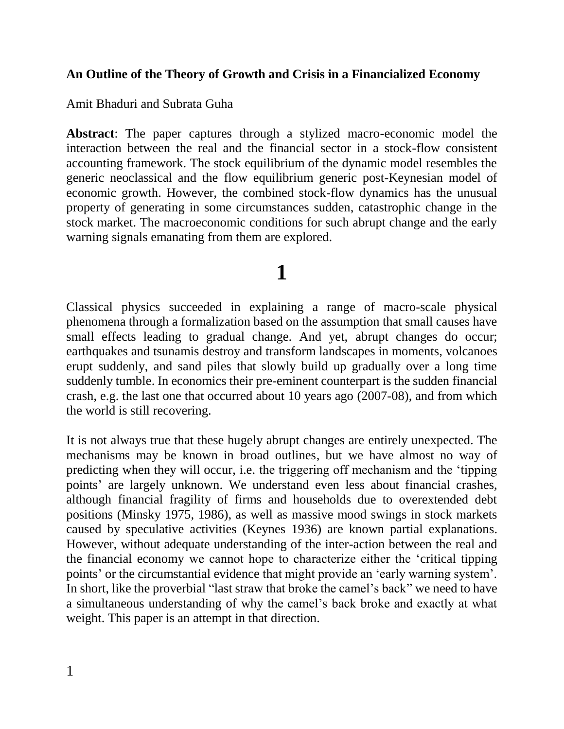**An Outline of the Theory of Growth and Crisis in a Financialized Economy**

Amit Bhaduri and Subrata Guha

**Abstract**: The paper captures through a stylized macro-economic model the interaction between the real and the financial sector in a stock-flow consistent accounting framework. The stock equilibrium of the dynamic model resembles the generic neoclassical and the flow equilibrium generic post-Keynesian model of economic growth. However, the combined stock-flow dynamics has the unusual property of generating in some circumstances sudden, catastrophic change in the stock market. The macroeconomic conditions for such abrupt change and the early warning signals emanating from them are explored.

# 1

Classical physics succeeded in explaining a range of macro-scale physical phenomena through a formalization based on the assumption that small causes have small effects leading to gradual change. And yet, abrupt changes do occur; earthquakes and tsunamis destroy and transform landscapes in moments, volcanoes erupt suddenly, and sand piles that slowly build up gradually over a long time suddenly tumble. In economics their pre-eminent counterpart is the sudden financial crash, e.g. the last one that occurred about 10 years ago (2007-08), and from which the world is still recovering.

It is not always true that these hugely abrupt changes are entirely unexpected. The mechanisms may be known in broad outlines, but we have almost no way of predicting when they will occur, i.e. the triggering off mechanism and the 'tipping points' are largely unknown. We understand even less about financial crashes, although financial fragility of firms and households due to overextended debt positions (Minsky 1975, 1986), as well as massive mood swings in stock markets caused by speculative activities (Keynes 1936) are known partial explanations. However, without adequate understanding of the inter-action between the real and the financial economy we cannot hope to characterize either the 'critical tipping points' or the circumstantial evidence that might provide an 'early warning system'. In short, like the proverbial "last straw that broke the camel's back" we need to have a simultaneous understanding of why the camel's back broke and exactly at what weight. This paper is an attempt in that direction.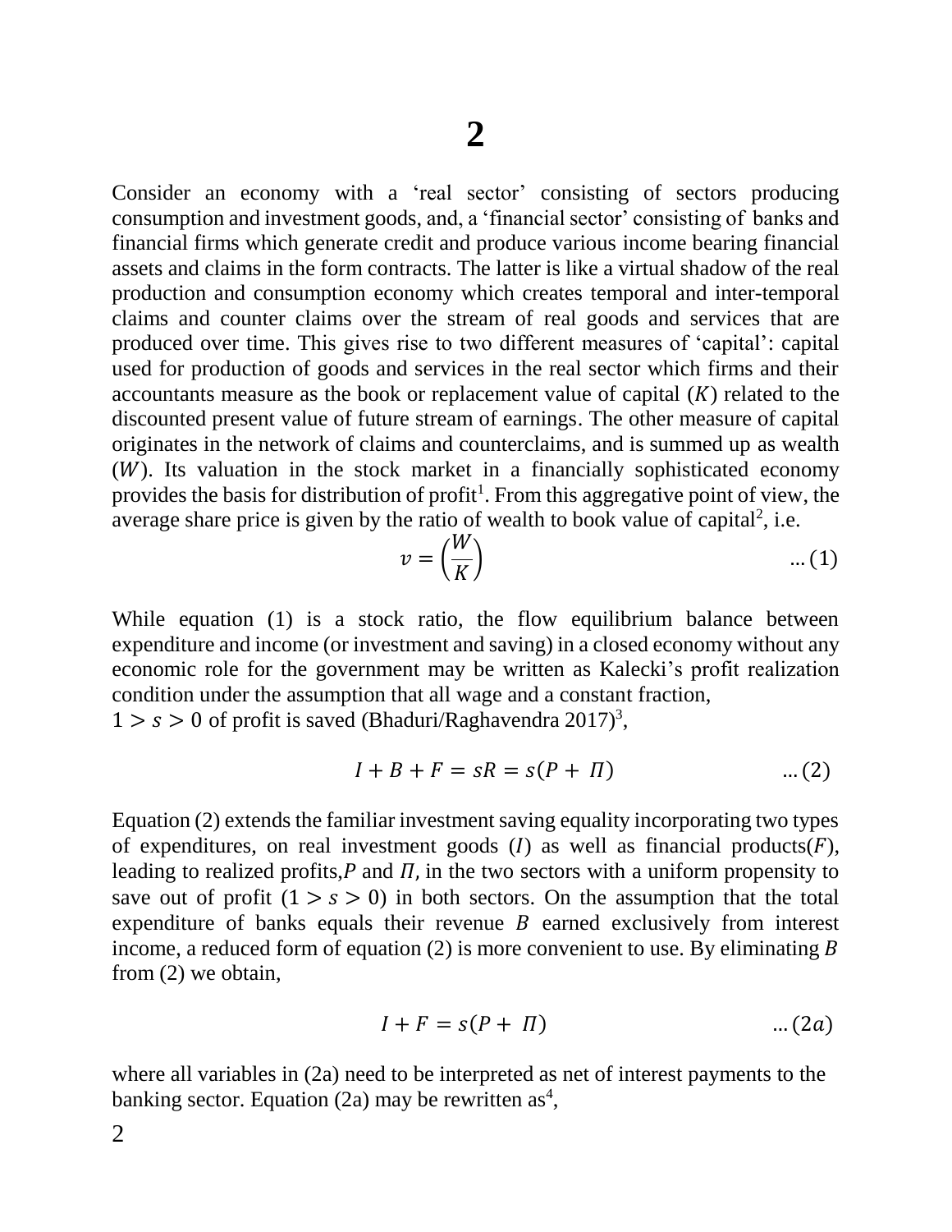# 2

Consider an economy with a 'real sector' consisting of sectors producing consumption and investment goods, and, a 'financial sector' consisting of banks and financial firms which generate credit and produce various income bearing financial assets and claims in the form contracts. The latter is like a virtual shadow of the real production and consumption economy which creates temporal and inter-temporal claims and counter claims over the stream of real goods and services that are produced over time. This gives rise to two different measures of 'capital': capital used for production of goods and services in the real sector which firms and their accountants measure as the book or replacement value of capital ($K$) related to the discounted present value of future stream of earnings. The other measure of capital originates in the network of claims and counterclaims, and is summed up as wealth ($W$). Its valuation in the stock market in a financially sophisticated economy provides the basis for distribution of profit[1]. From this aggregative point of view, the average share price is given by the ratio of wealth to book value of capital[2], i.e.

$$v = \left(\frac{W}{K}\right) \qquad \ldots(1)$$

While equation (1) is a stock ratio, the flow equilibrium balance between expenditure and income (or investment and saving) in a closed economy without any economic role for the government may be written as Kalecki's profit realization condition under the assumption that all wage and a constant fraction, $1 > s > 0$ of profit is saved (Bhaduri/Raghavendra 2017)[3],

$$I + B + F = sR = s(P + \Pi) \qquad \ldots(2)$$

Equation (2) extends the familiar investment saving equality incorporating two types of expenditures, on real investment goods ($I$) as well as financial products($F$), leading to realized profits, $P$ and $\Pi$, in the two sectors with a uniform propensity to save out of profit ($1 > s > 0$) in both sectors. On the assumption that the total expenditure of banks equals their revenue $B$ earned exclusively from interest income, a reduced form of equation (2) is more convenient to use. By eliminating $B$ from (2) we obtain,

$$I + F = s(P + \Pi) \qquad \ldots(2a)$$

where all variables in (2a) need to be interpreted as net of interest payments to the banking sector. Equation (2a) may be rewritten as[4],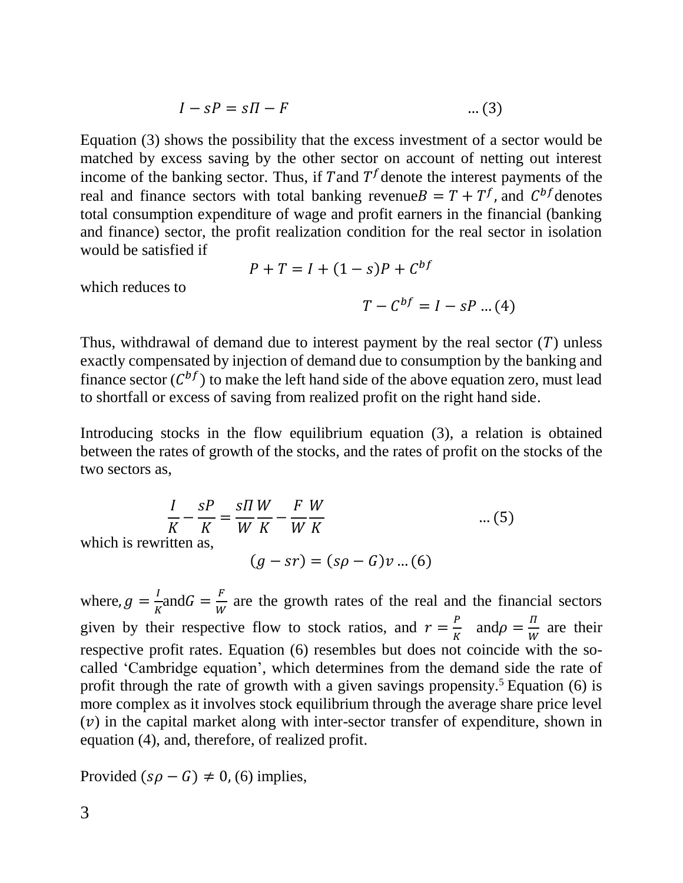$$I - sP = s\Pi - F \qquad \dots (3)$$

Equation (3) shows the possibility that the excess investment of a sector would be matched by excess saving by the other sector on account of netting out interest income of the banking sector. Thus, if $T$ and $T^f$ denote the interest payments of the real and finance sectors with total banking revenue $B = T + T^f$, and $C^{bf}$ denotes total consumption expenditure of wage and profit earners in the financial (banking and finance) sector, the profit realization condition for the real sector in isolation would be satisfied if

$$P + T = I + (1 - s)P + C^{bf}$$

which reduces to

$$T - C^{bf} = I - sP \dots (4)$$

Thus, withdrawal of demand due to interest payment by the real sector ($T$) unless exactly compensated by injection of demand due to consumption by the banking and finance sector ($C^{bf}$) to make the left hand side of the above equation zero, must lead to shortfall or excess of saving from realized profit on the right hand side.

Introducing stocks in the flow equilibrium equation (3), a relation is obtained between the rates of growth of the stocks, and the rates of profit on the stocks of the two sectors as,

$$\frac{I}{K} - \frac{sP}{K} = \frac{s\Pi}{W}\frac{W}{K} - \frac{F}{W}\frac{W}{K} \qquad \dots (5)$$

which is rewritten as,

$$(g - sr) = (s\rho - G)v \dots (6)$$

where, $g = \frac{I}{K}$ and $G = \frac{F}{W}$ are the growth rates of the real and the financial sectors given by their respective flow to stock ratios, and $r = \frac{P}{K}$ and $\rho = \frac{\Pi}{W}$ are their respective profit rates. Equation (6) resembles but does not coincide with the so-called 'Cambridge equation', which determines from the demand side the rate of profit through the rate of growth with a given savings propensity.[5] Equation (6) is more complex as it involves stock equilibrium through the average share price level ($v$) in the capital market along with inter-sector transfer of expenditure, shown in equation (4), and, therefore, of realized profit.

Provided $(s\rho - G) \neq 0$, (6) implies,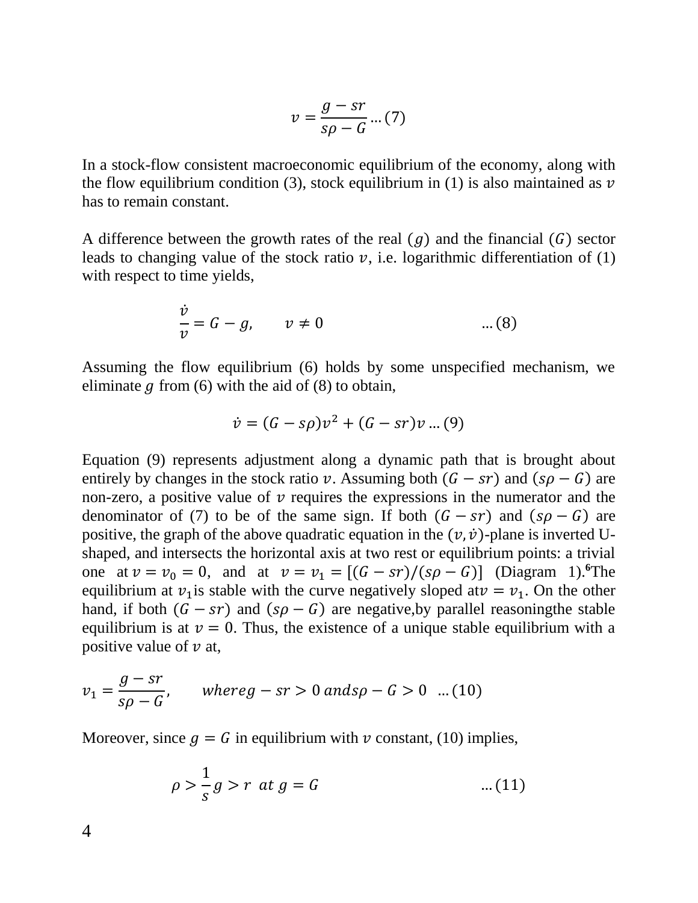$$v = \frac{g - sr}{s\rho - G} \ldots (7)$$

In a stock-flow consistent macroeconomic equilibrium of the economy, along with the flow equilibrium condition (3), stock equilibrium in (1) is also maintained as $v$ has to remain constant.

A difference between the growth rates of the real ($g$) and the financial ($G$) sector leads to changing value of the stock ratio $v$, i.e. logarithmic differentiation of (1) with respect to time yields,

$$\frac{\dot{v}}{v} = G - g, \qquad v \neq 0 \qquad \ldots (8)$$

Assuming the flow equilibrium (6) holds by some unspecified mechanism, we eliminate $g$ from (6) with the aid of (8) to obtain,

$$\dot{v} = (G - s\rho)v^2 + (G - sr)v \ldots (9)$$

Equation (9) represents adjustment along a dynamic path that is brought about entirely by changes in the stock ratio $v$. Assuming both $(G - sr)$ and $(s\rho - G)$ are non-zero, a positive value of $v$ requires the expressions in the numerator and the denominator of (7) to be of the same sign. If both $(G - sr)$ and $(s\rho - G)$ are positive, the graph of the above quadratic equation in the $(v, \dot{v})$-plane is inverted U-shaped, and intersects the horizontal axis at two rest or equilibrium points: a trivial one at $v = v_0 = 0$, and at $v = v_1 = [(G - sr)/(s\rho - G)]$ (Diagram 1).[6] The equilibrium at $v_1$ is stable with the curve negatively sloped at $v = v_1$. On the other hand, if both $(G - sr)$ and $(s\rho - G)$ are negative, by parallel reasoning the stable equilibrium is at $v = 0$. Thus, the existence of a unique stable equilibrium with a positive value of $v$ at,

$$v_1 = \frac{g - sr}{s\rho - G}, \qquad where\, g - sr > 0 \; and\, s\rho - G > 0 \;\; \ldots (10)$$

Moreover, since $g = G$ in equilibrium with $v$ constant, (10) implies,

$$\rho > \frac{1}{s}g > r \;\; at\; g = G \qquad \ldots (11)$$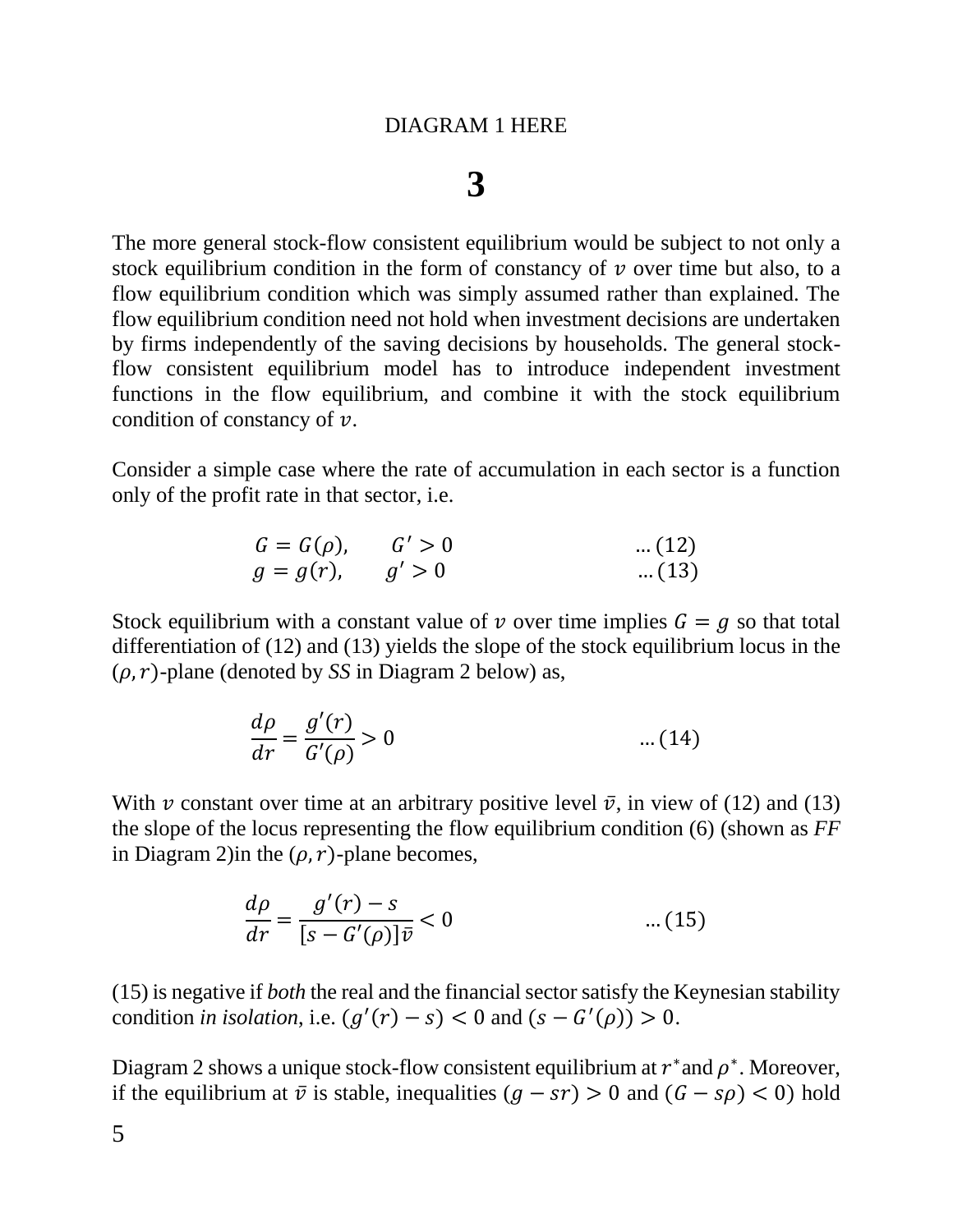DIAGRAM 1 HERE

# 3

The more general stock-flow consistent equilibrium would be subject to not only a stock equilibrium condition in the form of constancy of $v$ over time but also, to a flow equilibrium condition which was simply assumed rather than explained. The flow equilibrium condition need not hold when investment decisions are undertaken by firms independently of the saving decisions by households. The general stock-flow consistent equilibrium model has to introduce independent investment functions in the flow equilibrium, and combine it with the stock equilibrium condition of constancy of $v$.

Consider a simple case where the rate of accumulation in each sector is a function only of the profit rate in that sector, i.e.

$$G = G(\rho), \qquad G' > 0 \qquad \ldots (12)$$

$$g = g(r), \qquad g' > 0 \qquad \ldots (13)$$

Stock equilibrium with a constant value of $v$ over time implies $G = g$ so that total differentiation of (12) and (13) yields the slope of the stock equilibrium locus in the $(\rho, r)$-plane (denoted by *SS* in Diagram 2 below) as,

$$\frac{d\rho}{dr} = \frac{g'(r)}{G'(\rho)} > 0 \qquad \ldots (14)$$

With $v$ constant over time at an arbitrary positive level $\bar{v}$, in view of (12) and (13) the slope of the locus representing the flow equilibrium condition (6) (shown as *FF* in Diagram 2)in the $(\rho, r)$-plane becomes,

$$\frac{d\rho}{dr} = \frac{g'(r) - s}{[s - G'(\rho)]\bar{v}} < 0 \qquad \ldots (15)$$

(15) is negative if *both* the real and the financial sector satisfy the Keynesian stability condition *in isolation*, i.e. $(g'(r) - s) < 0$ and $(s - G'(\rho)) > 0$.

Diagram 2 shows a unique stock-flow consistent equilibrium at $r^*$ and $\rho^*$. Moreover, if the equilibrium at $\bar{v}$ is stable, inequalities $(g - sr) > 0$ and $(G - s\rho) < 0)$ hold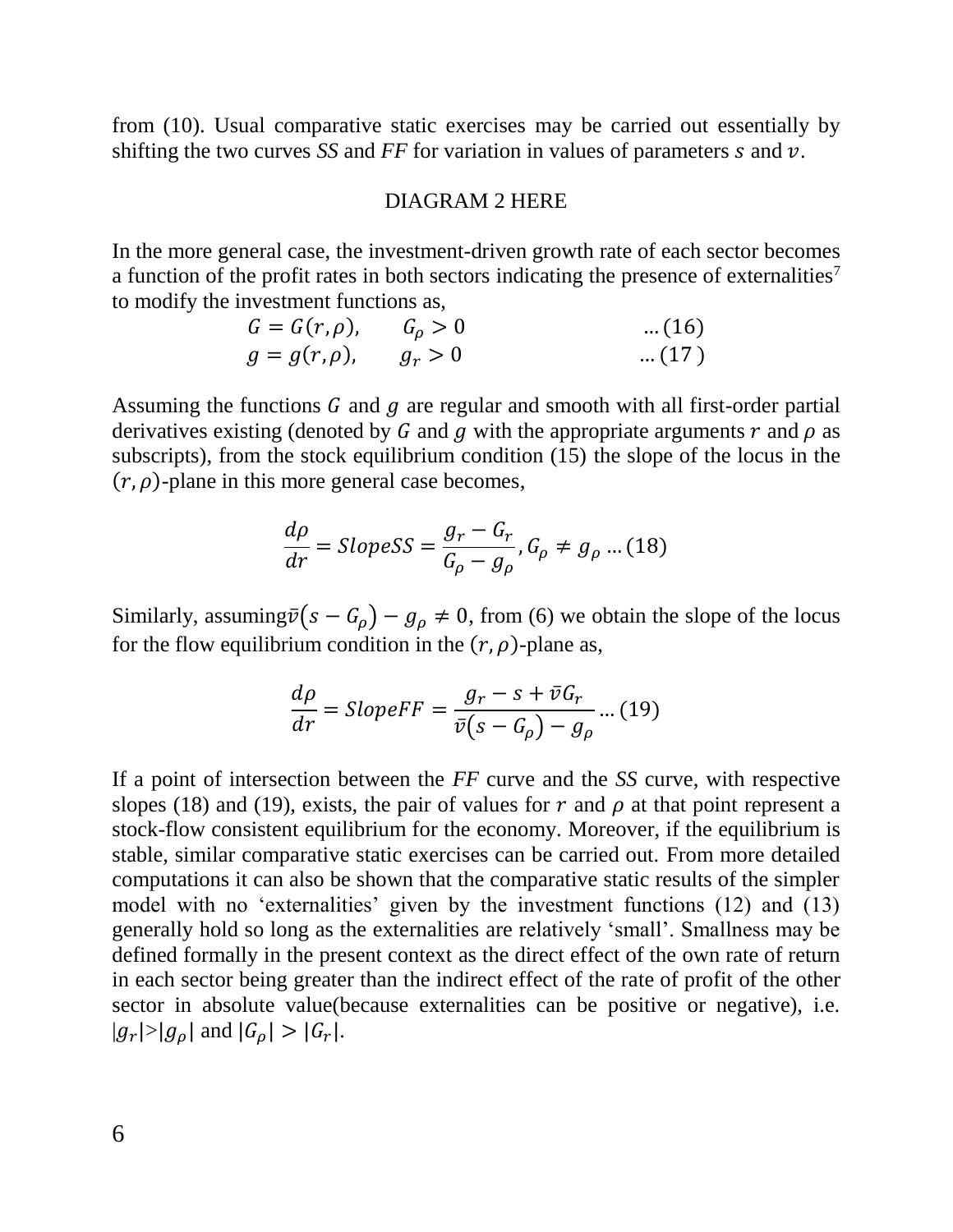from (10). Usual comparative static exercises may be carried out essentially by shifting the two curves *SS* and *FF* for variation in values of parameters $s$ and $v$.

DIAGRAM 2 HERE

In the more general case, the investment-driven growth rate of each sector becomes a function of the profit rates in both sectors indicating the presence of externalities[7] to modify the investment functions as,

$$G = G(r, \rho), \qquad G_\rho > 0 \qquad \text{... (16)}$$

$$g = g(r, \rho), \qquad g_r > 0 \qquad \text{... (17)}$$

Assuming the functions $G$ and $g$ are regular and smooth with all first-order partial derivatives existing (denoted by $G$ and $g$ with the appropriate arguments $r$ and $\rho$ as subscripts), from the stock equilibrium condition (15) the slope of the locus in the $(r, \rho)$-plane in this more general case becomes,

$$\frac{d\rho}{dr} = SlopeSS = \frac{g_r - G_r}{G_\rho - g_\rho}, G_\rho \neq g_\rho \text{ ... (18)}$$

Similarly, assuming $\bar{v}(s - G_\rho) - g_\rho \neq 0$, from (6) we obtain the slope of the locus for the flow equilibrium condition in the $(r, \rho)$-plane as,

$$\frac{d\rho}{dr} = SlopeFF = \frac{g_r - s + \bar{v}G_r}{\bar{v}(s - G_\rho) - g_\rho} \text{ ... (19)}$$

If a point of intersection between the *FF* curve and the *SS* curve, with respective slopes (18) and (19), exists, the pair of values for $r$ and $\rho$ at that point represent a stock-flow consistent equilibrium for the economy. Moreover, if the equilibrium is stable, similar comparative static exercises can be carried out. From more detailed computations it can also be shown that the comparative static results of the simpler model with no 'externalities' given by the investment functions (12) and (13) generally hold so long as the externalities are relatively 'small'. Smallness may be defined formally in the present context as the direct effect of the own rate of return in each sector being greater than the indirect effect of the rate of profit of the other sector in absolute value(because externalities can be positive or negative), i.e. $|g_r| > |g_\rho|$ and $|G_\rho| > |G_r|$.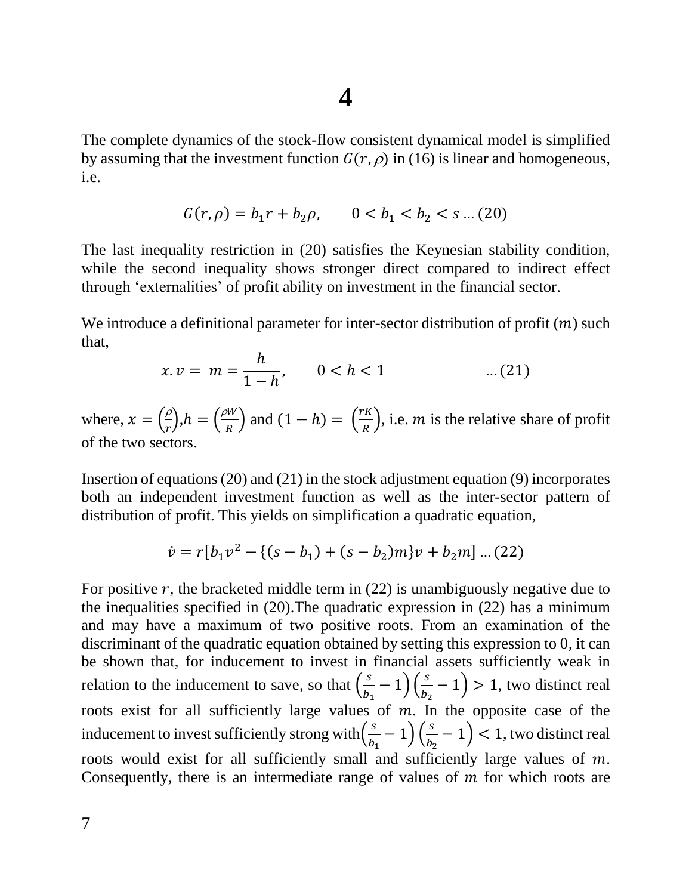# 4

The complete dynamics of the stock-flow consistent dynamical model is simplified by assuming that the investment function $G(r, \rho)$ in (16) is linear and homogeneous, i.e.

$$G(r, \rho) = b_1 r + b_2 \rho, \qquad 0 < b_1 < b_2 < s \dots (20)$$

The last inequality restriction in (20) satisfies the Keynesian stability condition, while the second inequality shows stronger direct compared to indirect effect through 'externalities' of profit ability on investment in the financial sector.

We introduce a definitional parameter for inter-sector distribution of profit ($m$) such that,

$$x.v = m = \frac{h}{1-h}, \qquad 0 < h < 1 \qquad \qquad \dots (21)$$

where, $x = \left(\frac{\rho}{r}\right)$, $h = \left(\frac{\rho W}{R}\right)$ and $(1-h) = \left(\frac{rK}{R}\right)$, i.e. $m$ is the relative share of profit of the two sectors.

Insertion of equations (20) and (21) in the stock adjustment equation (9) incorporates both an independent investment function as well as the inter-sector pattern of distribution of profit. This yields on simplification a quadratic equation,

$$\dot{v} = r[b_1 v^2 - \{(s - b_1) + (s - b_2)m\}v + b_2 m] \dots (22)$$

For positive $r$, the bracketed middle term in (22) is unambiguously negative due to the inequalities specified in (20).The quadratic expression in (22) has a minimum and may have a maximum of two positive roots. From an examination of the discriminant of the quadratic equation obtained by setting this expression to 0, it can be shown that, for inducement to invest in financial assets sufficiently weak in relation to the inducement to save, so that $\left(\frac{s}{b_1} - 1\right)\left(\frac{s}{b_2} - 1\right) > 1$, two distinct real roots exist for all sufficiently large values of $m$. In the opposite case of the inducement to invest sufficiently strong with $\left(\frac{s}{b_1} - 1\right)\left(\frac{s}{b_2} - 1\right) < 1$, two distinct real roots would exist for all sufficiently small and sufficiently large values of $m$. Consequently, there is an intermediate range of values of $m$ for which roots are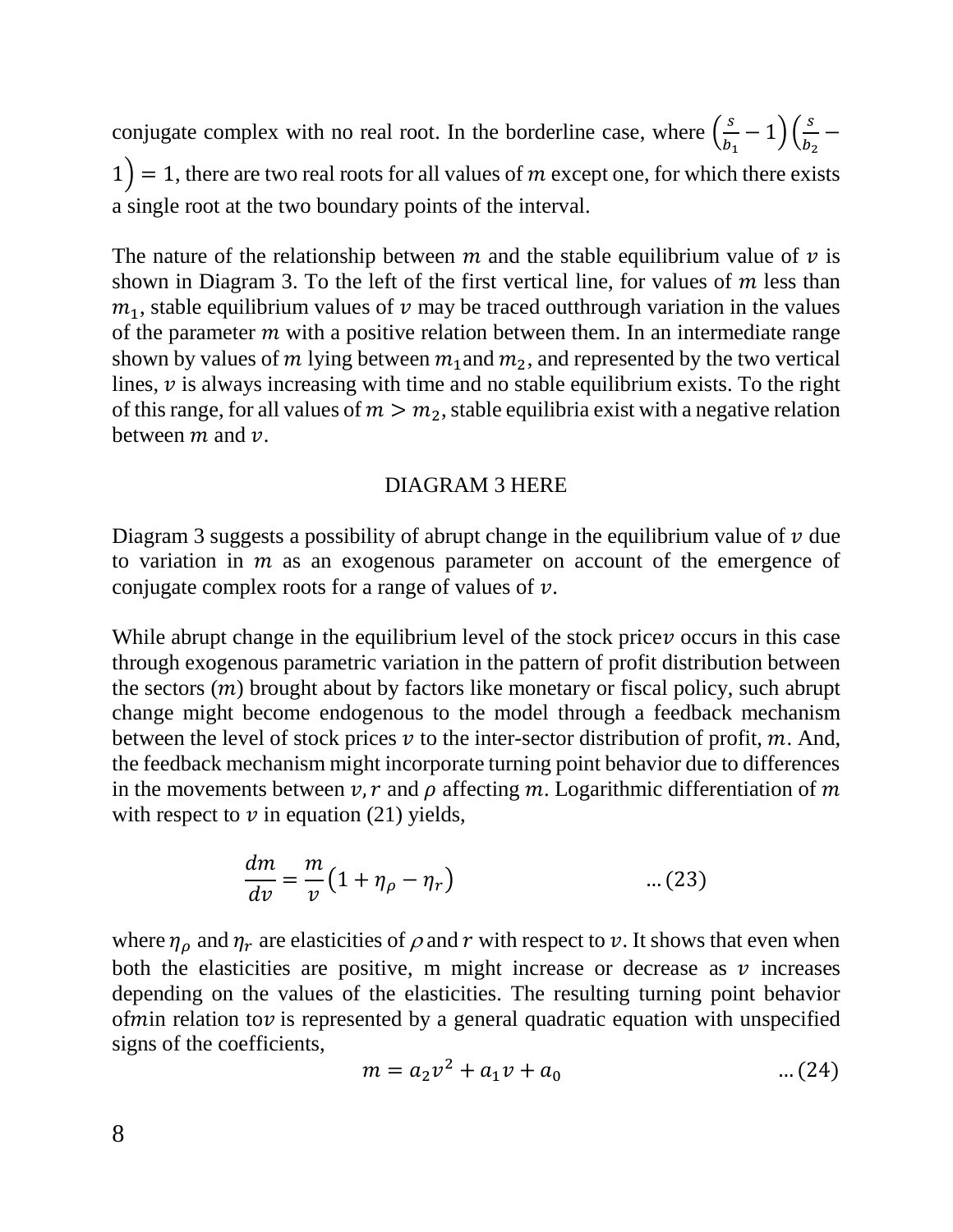conjugate complex with no real root. In the borderline case, where $\left(\frac{s}{b_1} - 1\right)\left(\frac{s}{b_2} - 1\right) = 1$, there are two real roots for all values of $m$ except one, for which there exists a single root at the two boundary points of the interval.

The nature of the relationship between $m$ and the stable equilibrium value of $v$ is shown in Diagram 3. To the left of the first vertical line, for values of $m$ less than $m_1$, stable equilibrium values of $v$ may be traced outthrough variation in the values of the parameter $m$ with a positive relation between them. In an intermediate range shown by values of $m$ lying between $m_1$and $m_2$, and represented by the two vertical lines, $v$ is always increasing with time and no stable equilibrium exists. To the right of this range, for all values of $m > m_2$, stable equilibria exist with a negative relation between $m$ and $v$.

DIAGRAM 3 HERE

Diagram 3 suggests a possibility of abrupt change in the equilibrium value of $v$ due to variation in $m$ as an exogenous parameter on account of the emergence of conjugate complex roots for a range of values of $v$.

While abrupt change in the equilibrium level of the stock price$v$ occurs in this case through exogenous parametric variation in the pattern of profit distribution between the sectors ($m$) brought about by factors like monetary or fiscal policy, such abrupt change might become endogenous to the model through a feedback mechanism between the level of stock prices $v$ to the inter-sector distribution of profit, $m$. And, the feedback mechanism might incorporate turning point behavior due to differences in the movements between $v, r$ and $\rho$ affecting $m$. Logarithmic differentiation of $m$ with respect to $v$ in equation (21) yields,

$$\frac{dm}{dv} = \frac{m}{v}\left(1 + \eta_\rho - \eta_r\right) \qquad \ldots (23)$$

where $\eta_\rho$ and $\eta_r$ are elasticities of $\rho$ and $r$ with respect to $v$. It shows that even when both the elasticities are positive, m might increase or decrease as $v$ increases depending on the values of the elasticities. The resulting turning point behavior of$m$in relation to$v$ is represented by a general quadratic equation with unspecified signs of the coefficients,

$$m = a_2 v^2 + a_1 v + a_0 \qquad \ldots (24)$$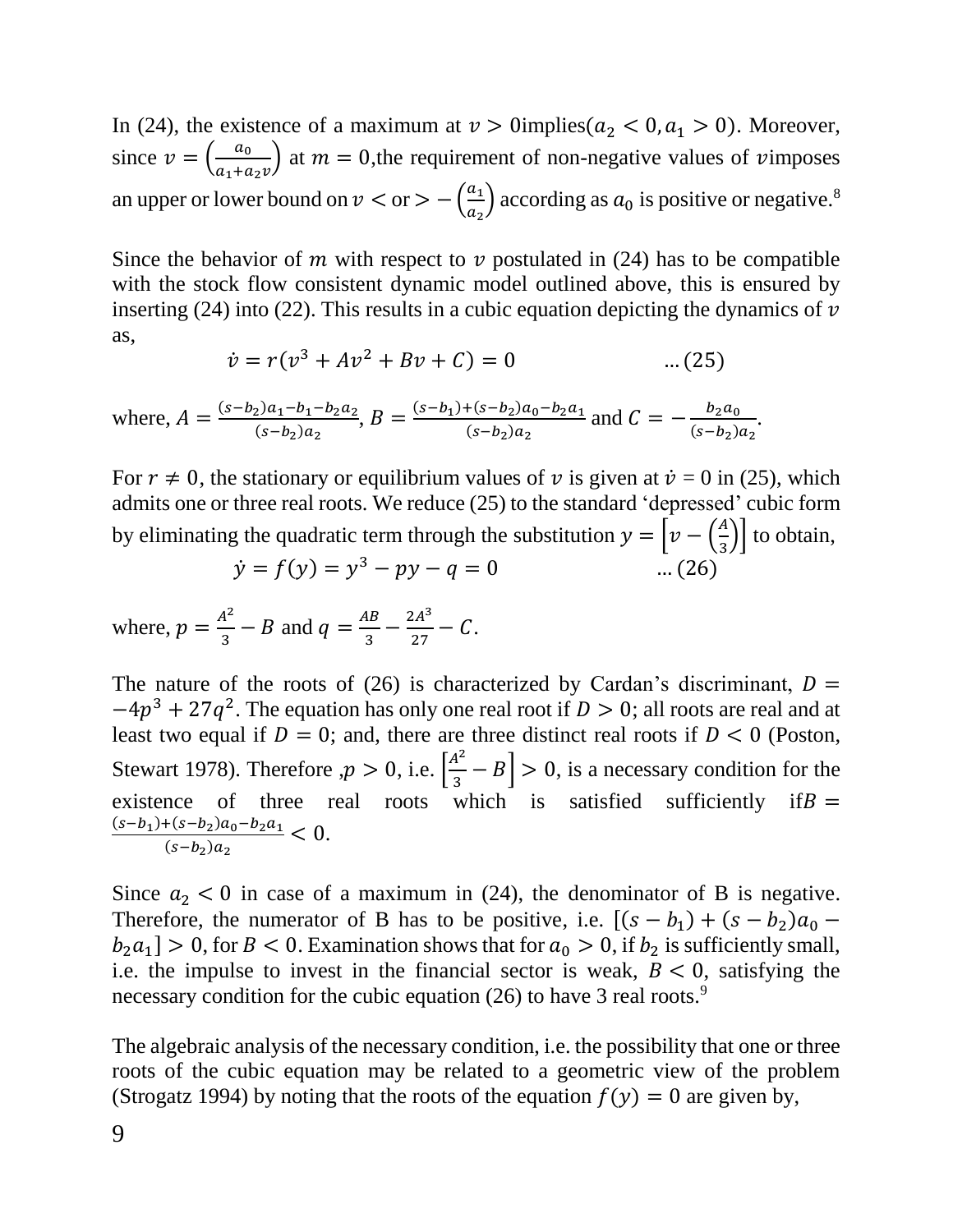In (24), the existence of a maximum at $v > 0$implies($a_2 < 0, a_1 > 0$). Moreover, since $v = \left(\frac{a_0}{a_1 + a_2 v}\right)$ at $m = 0$,the requirement of non-negative values of $v$imposes an upper or lower bound on $v <$ or $> -\left(\frac{a_1}{a_2}\right)$ according as $a_0$ is positive or negative.[8]

Since the behavior of $m$ with respect to $v$ postulated in (24) has to be compatible with the stock flow consistent dynamic model outlined above, this is ensured by inserting (24) into (22). This results in a cubic equation depicting the dynamics of $v$ as,

$$\dot{v} = r(v^3 + Av^2 + Bv + C) = 0 \qquad \text{... (25)}$$

where, $A = \frac{(s-b_2)a_1 - b_1 - b_2 a_2}{(s-b_2)a_2}$, $B = \frac{(s-b_1)+(s-b_2)a_0 - b_2 a_1}{(s-b_2)a_2}$ and $C = -\frac{b_2 a_0}{(s-b_2)a_2}$.

For $r \neq 0$, the stationary or equilibrium values of $v$ is given at $\dot{v} = 0$ in (25), which admits one or three real roots. We reduce (25) to the standard 'depressed' cubic form by eliminating the quadratic term through the substitution $y = \left[v - \left(\frac{A}{3}\right)\right]$ to obtain,

$$\dot{y} = f(y) = y^3 - py - q = 0 \qquad \text{... (26)}$$

where, $p = \frac{A^2}{3} - B$ and $q = \frac{AB}{3} - \frac{2A^3}{27} - C$.

The nature of the roots of (26) is characterized by Cardan's discriminant, $D = -4p^3 + 27q^2$. The equation has only one real root if $D > 0$; all roots are real and at least two equal if $D = 0$; and, there are three distinct real roots if $D < 0$ (Poston, Stewart 1978). Therefore ,$p > 0$, i.e. $\left[\frac{A^2}{3} - B\right] > 0$, is a necessary condition for the existence of three real roots which is satisfied sufficiently if$B = \frac{(s-b_1)+(s-b_2)a_0 - b_2 a_1}{(s-b_2)a_2} < 0$.

Since $a_2 < 0$ in case of a maximum in (24), the denominator of B is negative. Therefore, the numerator of B has to be positive, i.e. $[(s-b_1) + (s-b_2)a_0 - b_2 a_1] > 0$, for $B < 0$. Examination shows that for $a_0 > 0$, if $b_2$ is sufficiently small, i.e. the impulse to invest in the financial sector is weak, $B < 0$, satisfying the necessary condition for the cubic equation (26) to have 3 real roots.[9]

The algebraic analysis of the necessary condition, i.e. the possibility that one or three roots of the cubic equation may be related to a geometric view of the problem (Strogatz 1994) by noting that the roots of the equation $f(y) = 0$ are given by,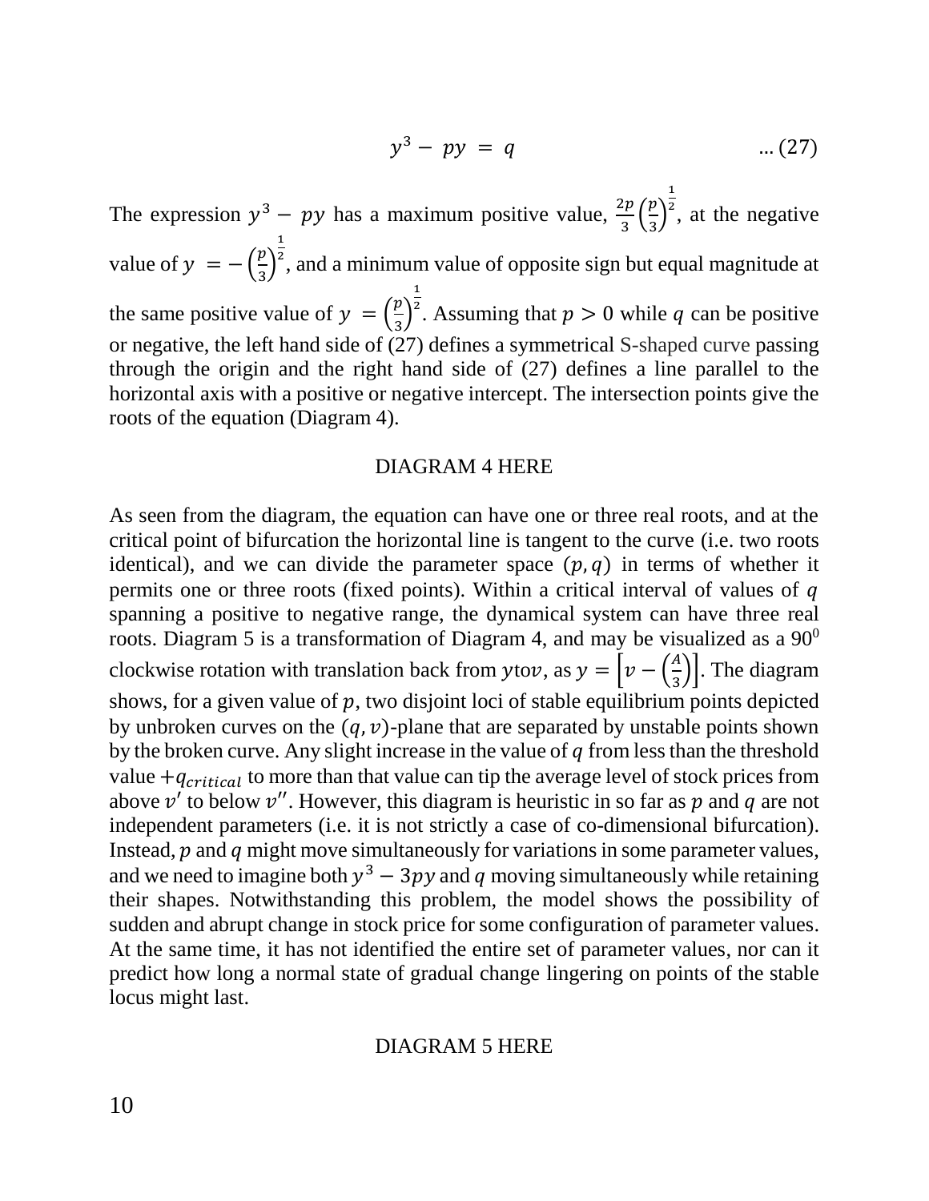$$y^3 - py = q \qquad \ldots (27)$$

The expression $y^3 - py$ has a maximum positive value, $\frac{2p}{3}\left(\frac{p}{3}\right)^{\frac{1}{2}}$, at the negative value of $y = -\left(\frac{p}{3}\right)^{\frac{1}{2}}$, and a minimum value of opposite sign but equal magnitude at the same positive value of $y = \left(\frac{p}{3}\right)^{\frac{1}{2}}$. Assuming that $p > 0$ while $q$ can be positive or negative, the left hand side of (27) defines a symmetrical S-shaped curve passing through the origin and the right hand side of (27) defines a line parallel to the horizontal axis with a positive or negative intercept. The intersection points give the roots of the equation (Diagram 4).

DIAGRAM 4 HERE

As seen from the diagram, the equation can have one or three real roots, and at the critical point of bifurcation the horizontal line is tangent to the curve (i.e. two roots identical), and we can divide the parameter space $(p, q)$ in terms of whether it permits one or three roots (fixed points). Within a critical interval of values of $q$ spanning a positive to negative range, the dynamical system can have three real roots. Diagram 5 is a transformation of Diagram 4, and may be visualized as a $90^0$ clockwise rotation with translation back from $y$to$v$, as $y = \left[v - \left(\frac{A}{3}\right)\right]$. The diagram shows, for a given value of $p$, two disjoint loci of stable equilibrium points depicted by unbroken curves on the $(q, v)$-plane that are separated by unstable points shown by the broken curve. Any slight increase in the value of $q$ from less than the threshold value $+q_{critical}$ to more than that value can tip the average level of stock prices from above $v'$ to below $v''$. However, this diagram is heuristic in so far as $p$ and $q$ are not independent parameters (i.e. it is not strictly a case of co-dimensional bifurcation). Instead, $p$ and $q$ might move simultaneously for variations in some parameter values, and we need to imagine both $y^3 - 3py$ and $q$ moving simultaneously while retaining their shapes. Notwithstanding this problem, the model shows the possibility of sudden and abrupt change in stock price for some configuration of parameter values. At the same time, it has not identified the entire set of parameter values, nor can it predict how long a normal state of gradual change lingering on points of the stable locus might last.

DIAGRAM 5 HERE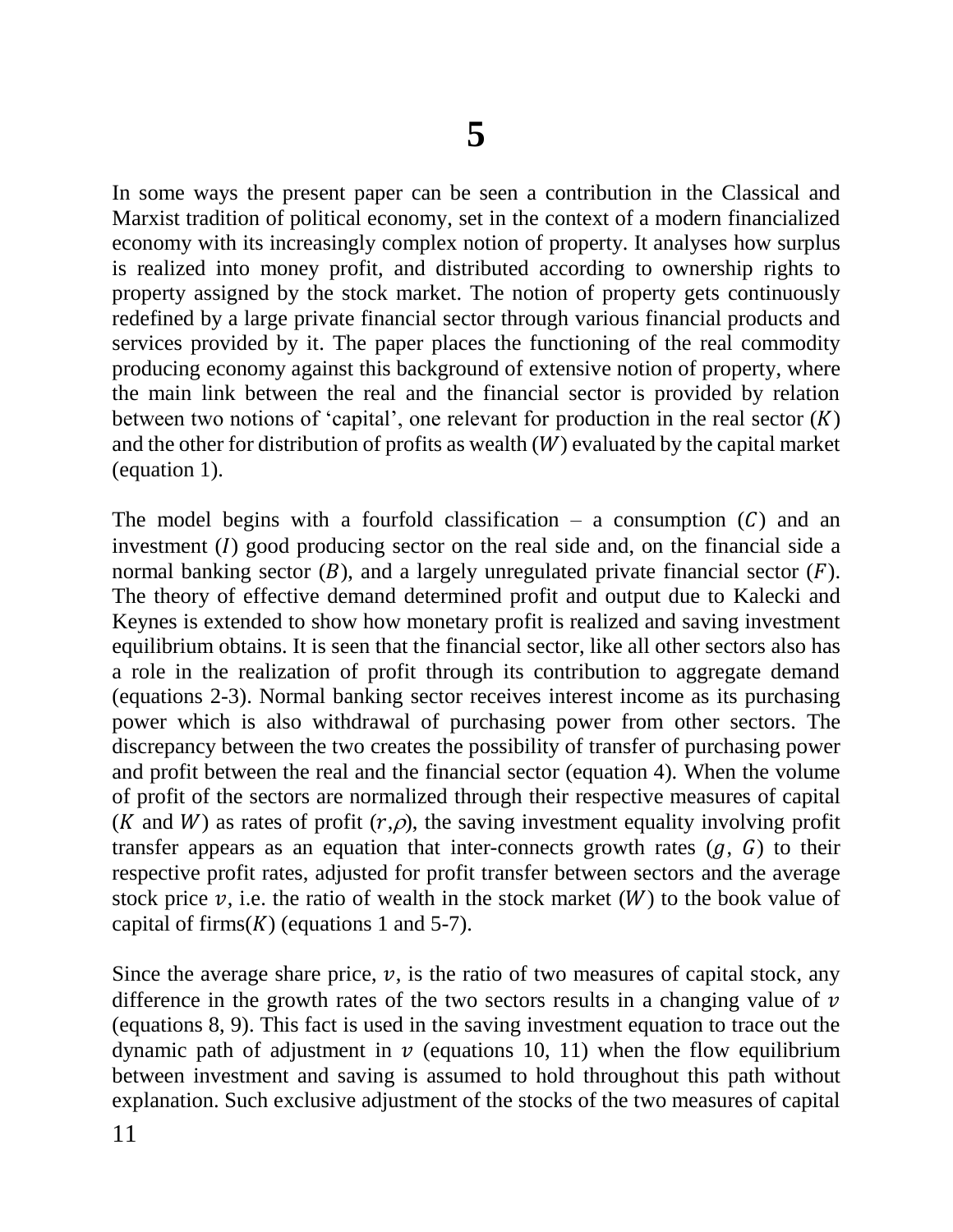# 5

In some ways the present paper can be seen a contribution in the Classical and Marxist tradition of political economy, set in the context of a modern financialized economy with its increasingly complex notion of property. It analyses how surplus is realized into money profit, and distributed according to ownership rights to property assigned by the stock market. The notion of property gets continuously redefined by a large private financial sector through various financial products and services provided by it. The paper places the functioning of the real commodity producing economy against this background of extensive notion of property, where the main link between the real and the financial sector is provided by relation between two notions of 'capital', one relevant for production in the real sector ($K$) and the other for distribution of profits as wealth ($W$) evaluated by the capital market (equation 1).

The model begins with a fourfold classification – a consumption ($C$) and an investment ($I$) good producing sector on the real side and, on the financial side a normal banking sector ($B$), and a largely unregulated private financial sector ($F$). The theory of effective demand determined profit and output due to Kalecki and Keynes is extended to show how monetary profit is realized and saving investment equilibrium obtains. It is seen that the financial sector, like all other sectors also has a role in the realization of profit through its contribution to aggregate demand (equations 2-3). Normal banking sector receives interest income as its purchasing power which is also withdrawal of purchasing power from other sectors. The discrepancy between the two creates the possibility of transfer of purchasing power and profit between the real and the financial sector (equation 4). When the volume of profit of the sectors are normalized through their respective measures of capital ($K$ and $W$) as rates of profit ($r$,$\rho$), the saving investment equality involving profit transfer appears as an equation that inter-connects growth rates ($g$, $G$) to their respective profit rates, adjusted for profit transfer between sectors and the average stock price $v$, i.e. the ratio of wealth in the stock market ($W$) to the book value of capital of firms($K$) (equations 1 and 5-7).

Since the average share price, $v$, is the ratio of two measures of capital stock, any difference in the growth rates of the two sectors results in a changing value of $v$ (equations 8, 9). This fact is used in the saving investment equation to trace out the dynamic path of adjustment in $v$ (equations 10, 11) when the flow equilibrium between investment and saving is assumed to hold throughout this path without explanation. Such exclusive adjustment of the stocks of the two measures of capital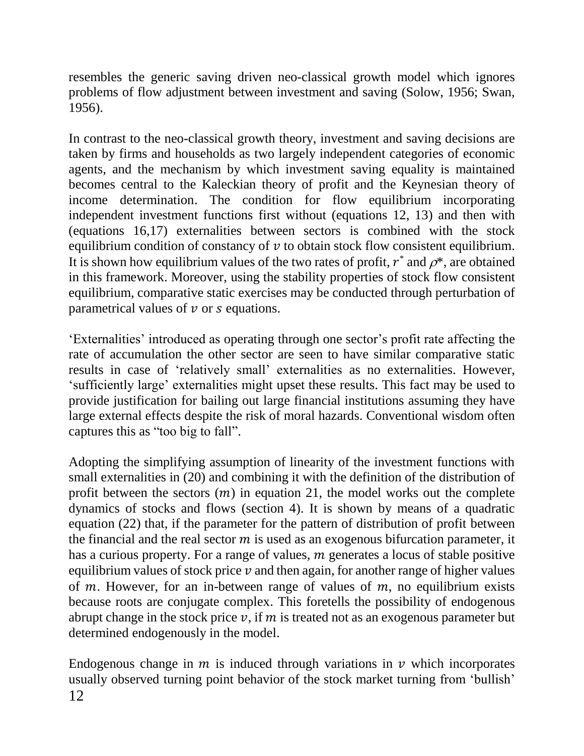resembles the generic saving driven neo-classical growth model which ignores problems of flow adjustment between investment and saving (Solow, 1956; Swan, 1956).

In contrast to the neo-classical growth theory, investment and saving decisions are taken by firms and households as two largely independent categories of economic agents, and the mechanism by which investment saving equality is maintained becomes central to the Kaleckian theory of profit and the Keynesian theory of income determination. The condition for flow equilibrium incorporating independent investment functions first without (equations 12, 13) and then with (equations 16,17) externalities between sectors is combined with the stock equilibrium condition of constancy of $v$ to obtain stock flow consistent equilibrium. It is shown how equilibrium values of the two rates of profit, $r^*$ and $\rho^*$, are obtained in this framework. Moreover, using the stability properties of stock flow consistent equilibrium, comparative static exercises may be conducted through perturbation of parametrical values of $v$ or $s$ equations.

'Externalities' introduced as operating through one sector's profit rate affecting the rate of accumulation the other sector are seen to have similar comparative static results in case of 'relatively small' externalities as no externalities. However, 'sufficiently large' externalities might upset these results. This fact may be used to provide justification for bailing out large financial institutions assuming they have large external effects despite the risk of moral hazards. Conventional wisdom often captures this as "too big to fall".

Adopting the simplifying assumption of linearity of the investment functions with small externalities in (20) and combining it with the definition of the distribution of profit between the sectors ($m$) in equation 21, the model works out the complete dynamics of stocks and flows (section 4). It is shown by means of a quadratic equation (22) that, if the parameter for the pattern of distribution of profit between the financial and the real sector $m$ is used as an exogenous bifurcation parameter, it has a curious property. For a range of values, $m$ generates a locus of stable positive equilibrium values of stock price $v$ and then again, for another range of higher values of $m$. However, for an in-between range of values of $m$, no equilibrium exists because roots are conjugate complex. This foretells the possibility of endogenous abrupt change in the stock price $v$, if $m$ is treated not as an exogenous parameter but determined endogenously in the model.

Endogenous change in $m$ is induced through variations in $v$ which incorporates usually observed turning point behavior of the stock market turning from 'bullish'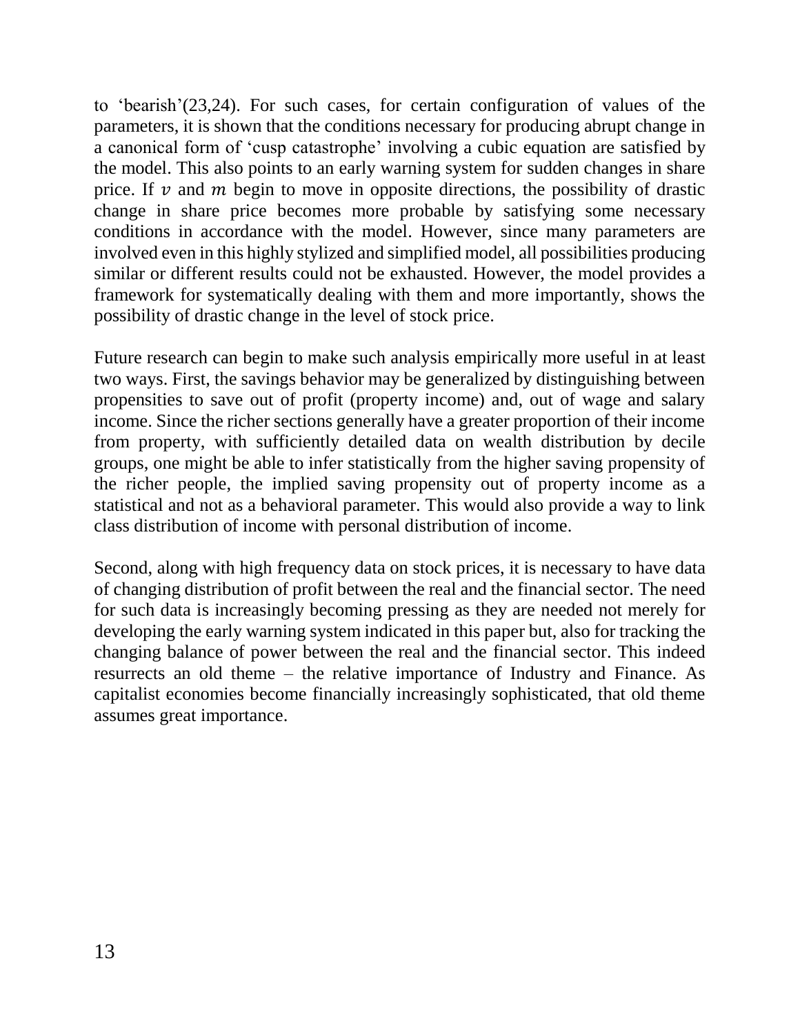to 'bearish'(23,24). For such cases, for certain configuration of values of the parameters, it is shown that the conditions necessary for producing abrupt change in a canonical form of 'cusp catastrophe' involving a cubic equation are satisfied by the model. This also points to an early warning system for sudden changes in share price. If $v$ and $m$ begin to move in opposite directions, the possibility of drastic change in share price becomes more probable by satisfying some necessary conditions in accordance with the model. However, since many parameters are involved even in this highly stylized and simplified model, all possibilities producing similar or different results could not be exhausted. However, the model provides a framework for systematically dealing with them and more importantly, shows the possibility of drastic change in the level of stock price.

Future research can begin to make such analysis empirically more useful in at least two ways. First, the savings behavior may be generalized by distinguishing between propensities to save out of profit (property income) and, out of wage and salary income. Since the richer sections generally have a greater proportion of their income from property, with sufficiently detailed data on wealth distribution by decile groups, one might be able to infer statistically from the higher saving propensity of the richer people, the implied saving propensity out of property income as a statistical and not as a behavioral parameter. This would also provide a way to link class distribution of income with personal distribution of income.

Second, along with high frequency data on stock prices, it is necessary to have data of changing distribution of profit between the real and the financial sector. The need for such data is increasingly becoming pressing as they are needed not merely for developing the early warning system indicated in this paper but, also for tracking the changing balance of power between the real and the financial sector. This indeed resurrects an old theme – the relative importance of Industry and Finance. As capitalist economies become financially increasingly sophisticated, that old theme assumes great importance.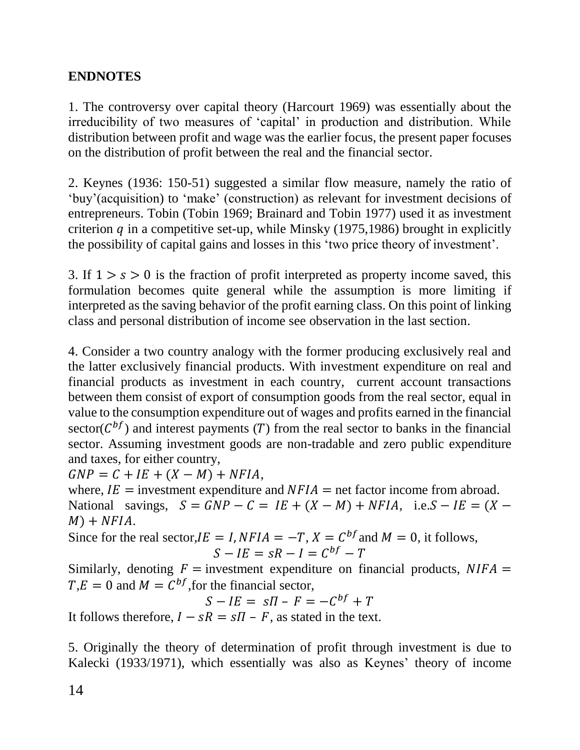**ENDNOTES**

1. The controversy over capital theory (Harcourt 1969) was essentially about the irreducibility of two measures of 'capital' in production and distribution. While distribution between profit and wage was the earlier focus, the present paper focuses on the distribution of profit between the real and the financial sector.

2. Keynes (1936: 150-51) suggested a similar flow measure, namely the ratio of 'buy'(acquisition) to 'make' (construction) as relevant for investment decisions of entrepreneurs. Tobin (Tobin 1969; Brainard and Tobin 1977) used it as investment criterion $q$ in a competitive set-up, while Minsky (1975,1986) brought in explicitly the possibility of capital gains and losses in this 'two price theory of investment'.

3. If $1 > s > 0$ is the fraction of profit interpreted as property income saved, this formulation becomes quite general while the assumption is more limiting if interpreted as the saving behavior of the profit earning class. On this point of linking class and personal distribution of income see observation in the last section.

4. Consider a two country analogy with the former producing exclusively real and the latter exclusively financial products. With investment expenditure on real and financial products as investment in each country, current account transactions between them consist of export of consumption goods from the real sector, equal in value to the consumption expenditure out of wages and profits earned in the financial sector($C^{bf}$) and interest payments ($T$) from the real sector to banks in the financial sector. Assuming investment goods are non-tradable and zero public expenditure and taxes, for either country,

$GNP = C + IE + (X - M) + NFIA$,

where, $IE =$ investment expenditure and $NFIA =$ net factor income from abroad.

National savings, $S = GNP - C = IE + (X - M) + NFIA$, i.e.$S - IE = (X - M) + NFIA$.

Since for the real sector,$IE = I, NFIA = -T, X = C^{bf}$ and $M = 0$, it follows,

$$S - IE = sR - I = C^{bf} - T$$

Similarly, denoting $F =$ investment expenditure on financial products, $NIFA = T$,$E = 0$ and $M = C^{bf}$,for the financial sector,

$$S - IE = s\Pi - F = -C^{bf} + T$$

It follows therefore, $I - sR = s\Pi - F$, as stated in the text.

5. Originally the theory of determination of profit through investment is due to Kalecki (1933/1971), which essentially was also as Keynes' theory of income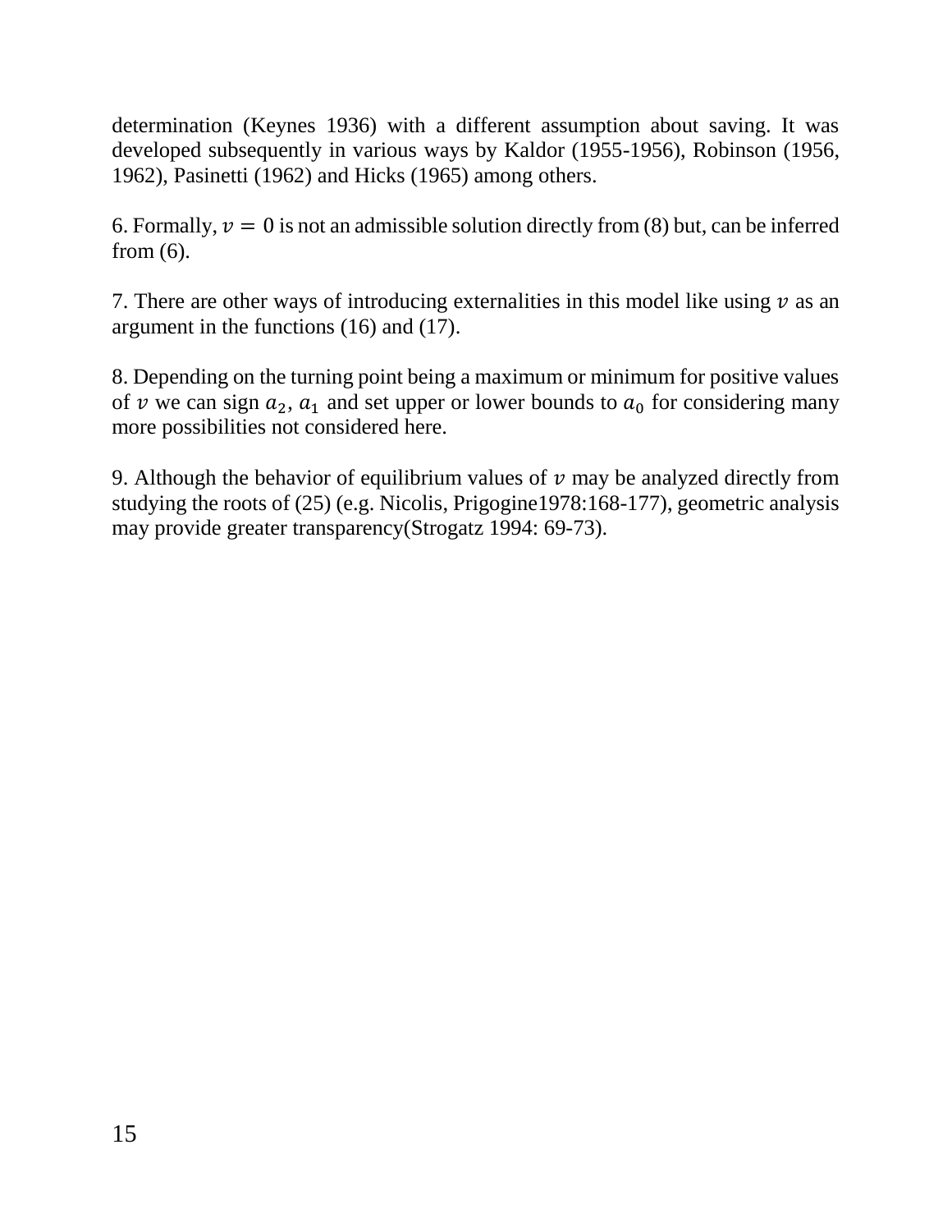determination (Keynes 1936) with a different assumption about saving. It was developed subsequently in various ways by Kaldor (1955-1956), Robinson (1956, 1962), Pasinetti (1962) and Hicks (1965) among others.

6. Formally, $v = 0$ is not an admissible solution directly from (8) but, can be inferred from (6).

7. There are other ways of introducing externalities in this model like using $v$ as an argument in the functions (16) and (17).

8. Depending on the turning point being a maximum or minimum for positive values of $v$ we can sign $a_2$, $a_1$ and set upper or lower bounds to $a_0$ for considering many more possibilities not considered here.

9. Although the behavior of equilibrium values of $v$ may be analyzed directly from studying the roots of (25) (e.g. Nicolis, Prigogine1978:168-177), geometric analysis may provide greater transparency(Strogatz 1994: 69-73).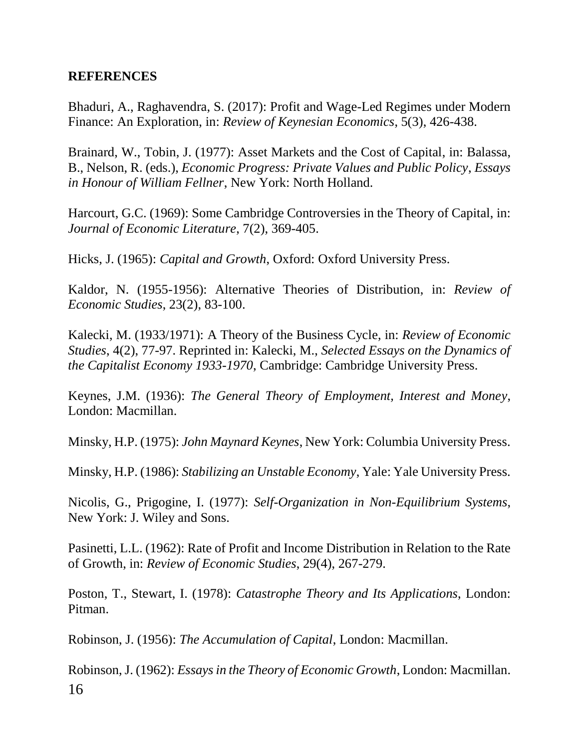## REFERENCES

Bhaduri, A., Raghavendra, S. (2017): Profit and Wage-Led Regimes under Modern Finance: An Exploration, in: *Review of Keynesian Economics*, 5(3), 426-438.

Brainard, W., Tobin, J. (1977): Asset Markets and the Cost of Capital, in: Balassa, B., Nelson, R. (eds.), *Economic Progress: Private Values and Public Policy*, *Essays in Honour of William Fellner*, New York: North Holland.

Harcourt, G.C. (1969): Some Cambridge Controversies in the Theory of Capital, in: *Journal of Economic Literature*, 7(2), 369-405.

Hicks, J. (1965): *Capital and Growth*, Oxford: Oxford University Press.

Kaldor, N. (1955-1956): Alternative Theories of Distribution, in: *Review of Economic Studies*, 23(2), 83-100.

Kalecki, M. (1933/1971): A Theory of the Business Cycle, in: *Review of Economic Studies*, 4(2), 77-97. Reprinted in: Kalecki, M., *Selected Essays on the Dynamics of the Capitalist Economy 1933-1970*, Cambridge: Cambridge University Press.

Keynes, J.M. (1936): *The General Theory of Employment, Interest and Money*, London: Macmillan.

Minsky, H.P. (1975): *John Maynard Keynes*, New York: Columbia University Press.

Minsky, H.P. (1986): *Stabilizing an Unstable Economy*, Yale: Yale University Press.

Nicolis, G., Prigogine, I. (1977): *Self-Organization in Non-Equilibrium Systems*, New York: J. Wiley and Sons.

Pasinetti, L.L. (1962): Rate of Profit and Income Distribution in Relation to the Rate of Growth, in: *Review of Economic Studies*, 29(4), 267-279.

Poston, T., Stewart, I. (1978): *Catastrophe Theory and Its Applications*, London: Pitman.

Robinson, J. (1956): *The Accumulation of Capital*, London: Macmillan.

Robinson, J. (1962): *Essays in the Theory of Economic Growth*, London: Macmillan.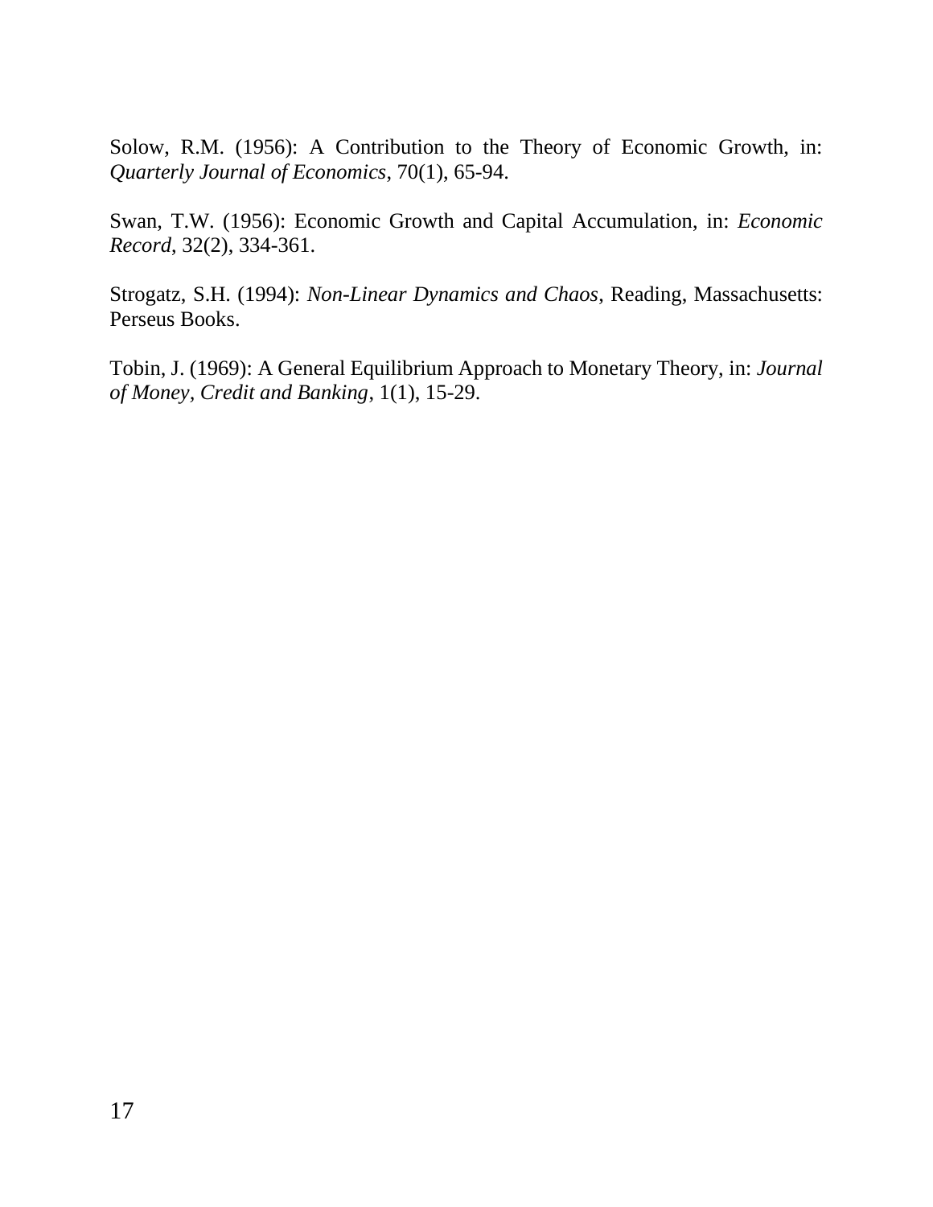Solow, R.M. (1956): A Contribution to the Theory of Economic Growth, in: *Quarterly Journal of Economics*, 70(1), 65-94.

Swan, T.W. (1956): Economic Growth and Capital Accumulation, in: *Economic Record*, 32(2), 334-361.

Strogatz, S.H. (1994): *Non-Linear Dynamics and Chaos*, Reading, Massachusetts: Perseus Books.

Tobin, J. (1969): A General Equilibrium Approach to Monetary Theory, in: *Journal of Money, Credit and Banking*, 1(1), 15-29.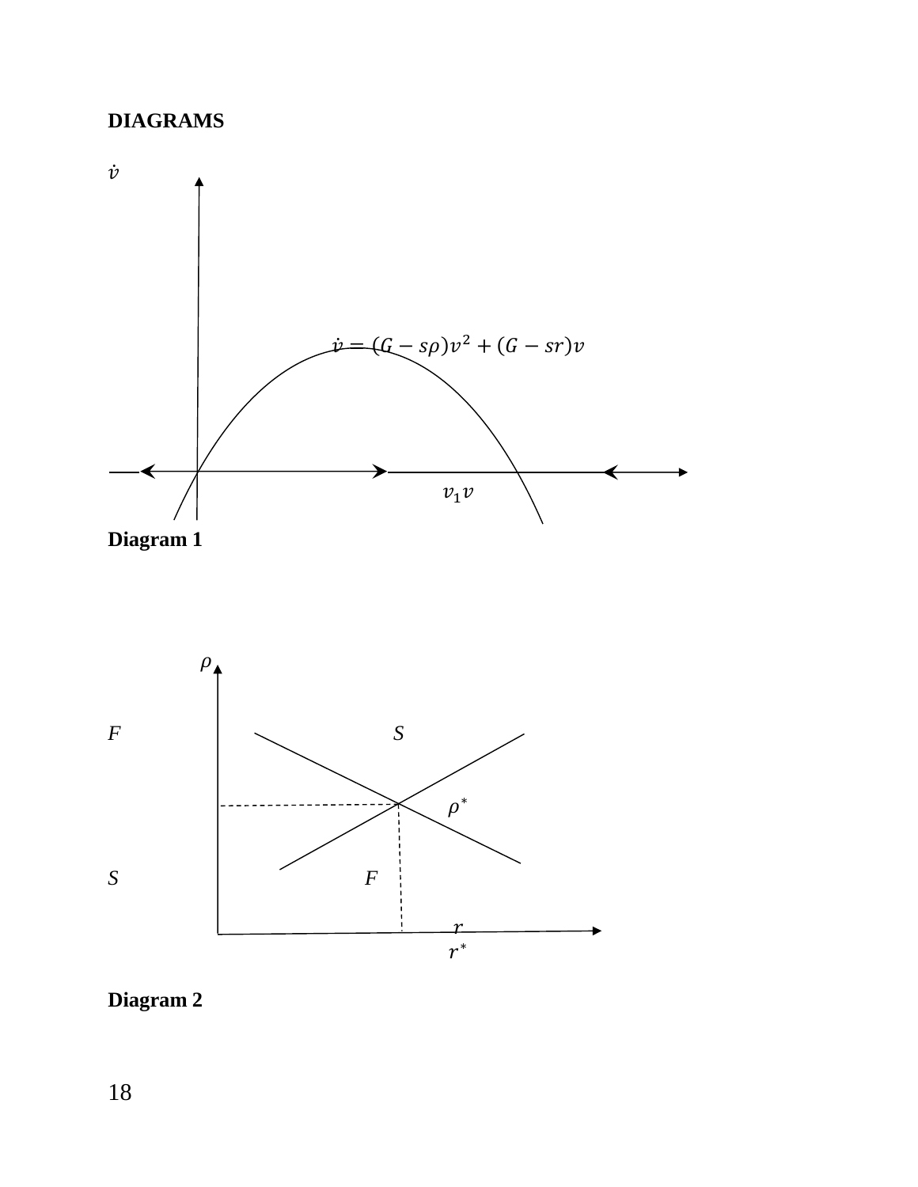**DIAGRAMS**

$\dot{v}$

$\dot{v} = (G - s\rho)v^2 + (G - sr)v$

$v_1 v$

**Diagram 1**

$\rho$

*F* *S*

$\rho^*$

*S* *F*

$r$

$r^*$

**Diagram 2**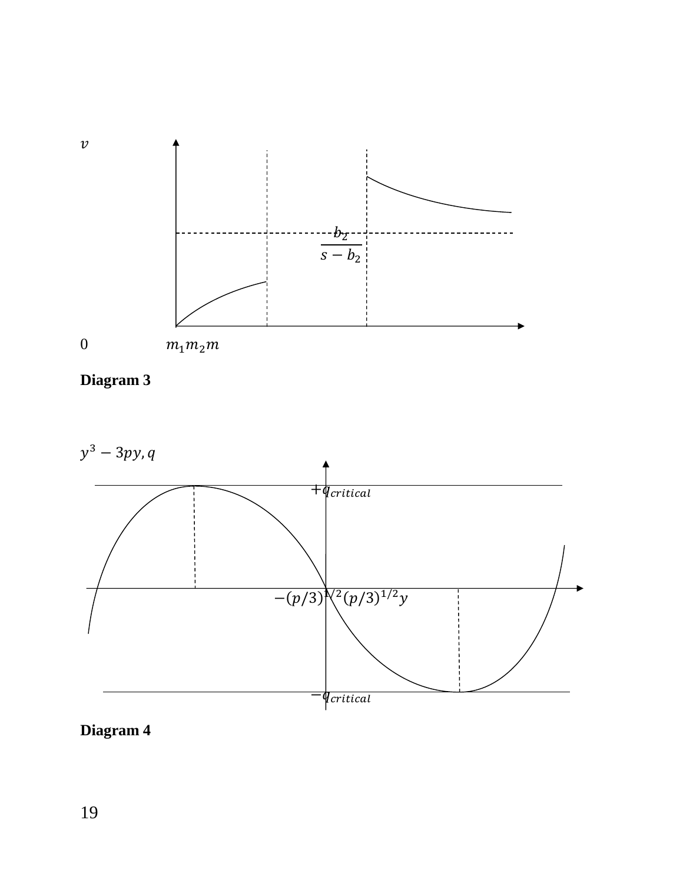$v$

$\frac{b_2}{s - b_2}$

$0 \qquad m_1 m_2 m$

**Diagram 3**

$y^3 - 3py, q$

$+q_{critical}$

$-(p/3)^{1/2} (p/3)^{1/2} y$

$-q_{critical}$

**Diagram 4**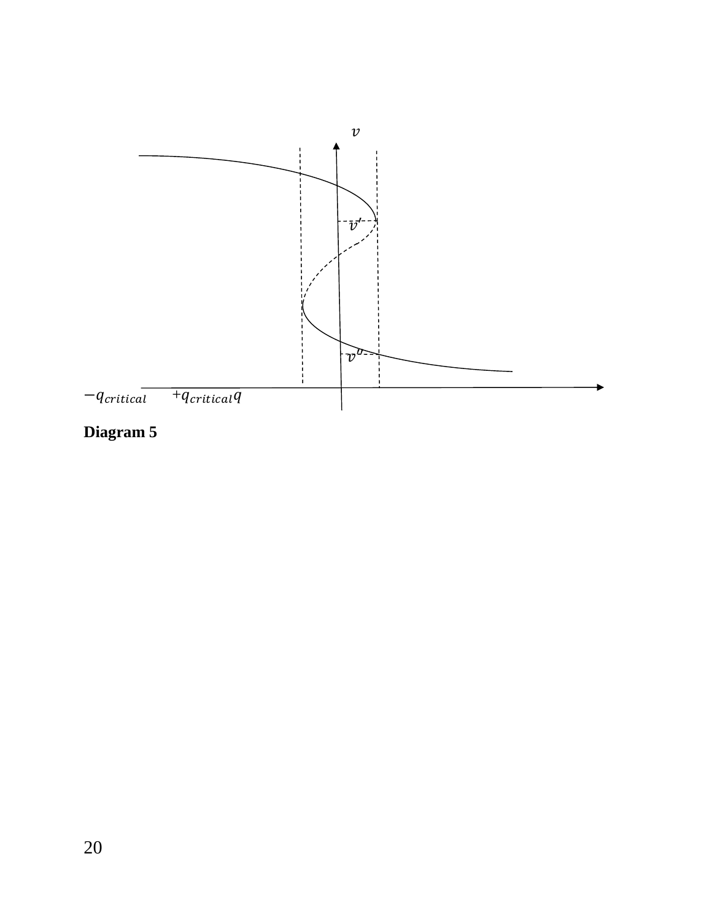$v$

$v'$

$v''$

$-q_{critical}$ $+q_{critical}q$

**Diagram 5**